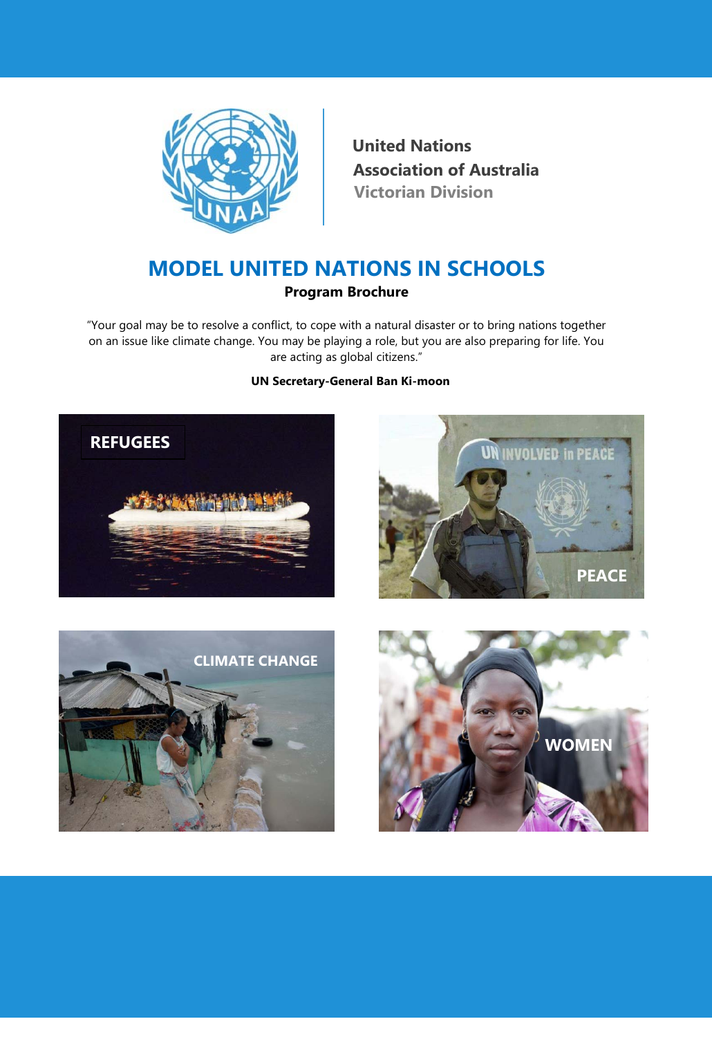United Nations
Association of Australia
Victorian Division

# MODEL UNITED NATIONS IN SCHOOLS

**Program Brochure**

"Your goal may be to resolve a conflict, to cope with a natural disaster or to bring nations together on an issue like climate change. You may be playing a role, but you are also preparing for life. You are acting as global citizens."

**UN Secretary-General Ban Ki-moon**

REFUGEES

PEACE

CLIMATE CHANGE

WOMEN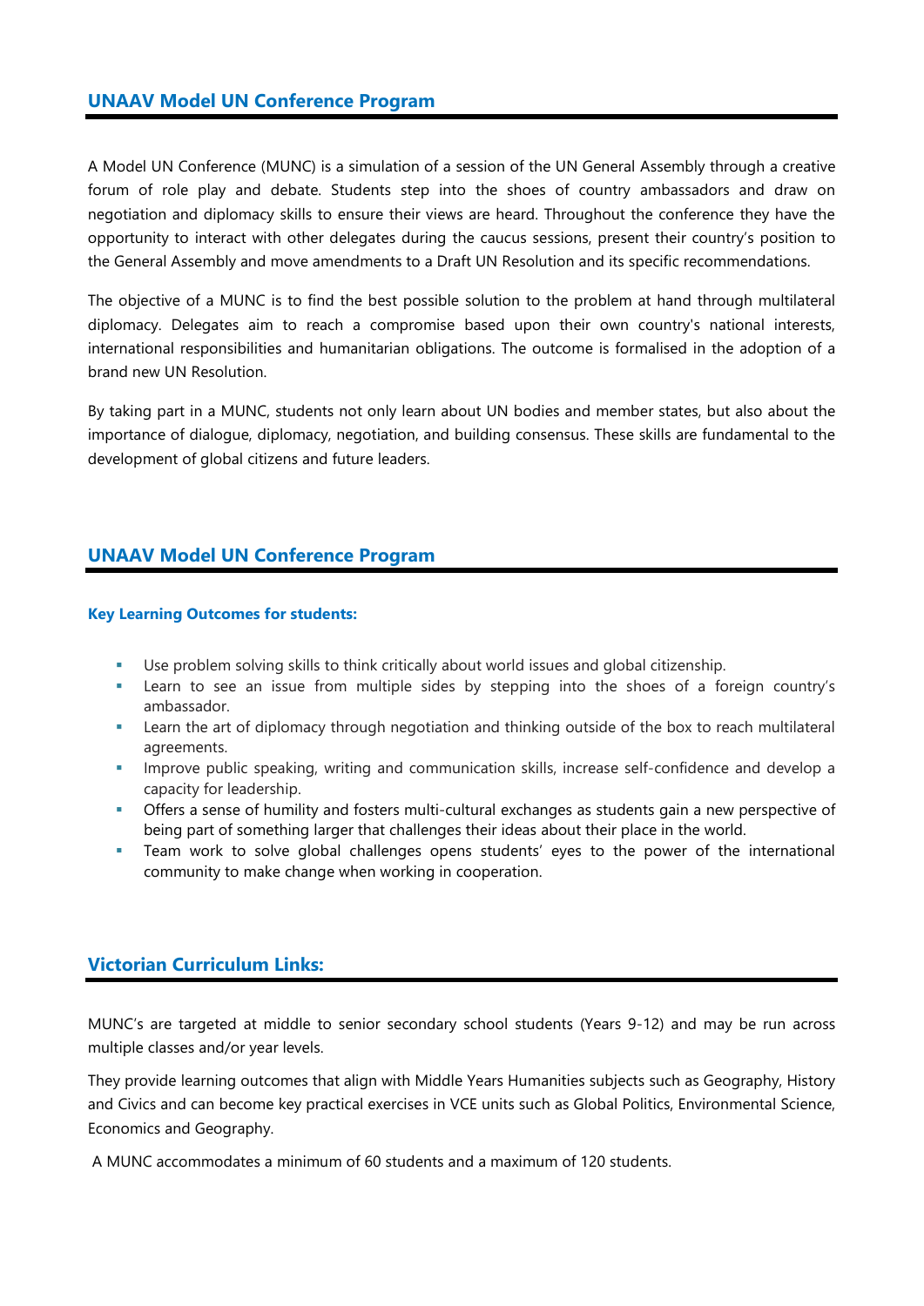## UNAAV Model UN Conference Program

A Model UN Conference (MUNC) is a simulation of a session of the UN General Assembly through a creative forum of role play and debate. Students step into the shoes of country ambassadors and draw on negotiation and diplomacy skills to ensure their views are heard. Throughout the conference they have the opportunity to interact with other delegates during the caucus sessions, present their country's position to the General Assembly and move amendments to a Draft UN Resolution and its specific recommendations.

The objective of a MUNC is to find the best possible solution to the problem at hand through multilateral diplomacy. Delegates aim to reach a compromise based upon their own country's national interests, international responsibilities and humanitarian obligations. The outcome is formalised in the adoption of a brand new UN Resolution.

By taking part in a MUNC, students not only learn about UN bodies and member states, but also about the importance of dialogue, diplomacy, negotiation, and building consensus. These skills are fundamental to the development of global citizens and future leaders.

## UNAAV Model UN Conference Program

### Key Learning Outcomes for students:

- Use problem solving skills to think critically about world issues and global citizenship.
- Learn to see an issue from multiple sides by stepping into the shoes of a foreign country's ambassador.
- Learn the art of diplomacy through negotiation and thinking outside of the box to reach multilateral agreements.
- Improve public speaking, writing and communication skills, increase self-confidence and develop a capacity for leadership.
- Offers a sense of humility and fosters multi-cultural exchanges as students gain a new perspective of being part of something larger that challenges their ideas about their place in the world.
- Team work to solve global challenges opens students' eyes to the power of the international community to make change when working in cooperation.

## Victorian Curriculum Links:

MUNC's are targeted at middle to senior secondary school students (Years 9-12) and may be run across multiple classes and/or year levels.

They provide learning outcomes that align with Middle Years Humanities subjects such as Geography, History and Civics and can become key practical exercises in VCE units such as Global Politics, Environmental Science, Economics and Geography.

A MUNC accommodates a minimum of 60 students and a maximum of 120 students.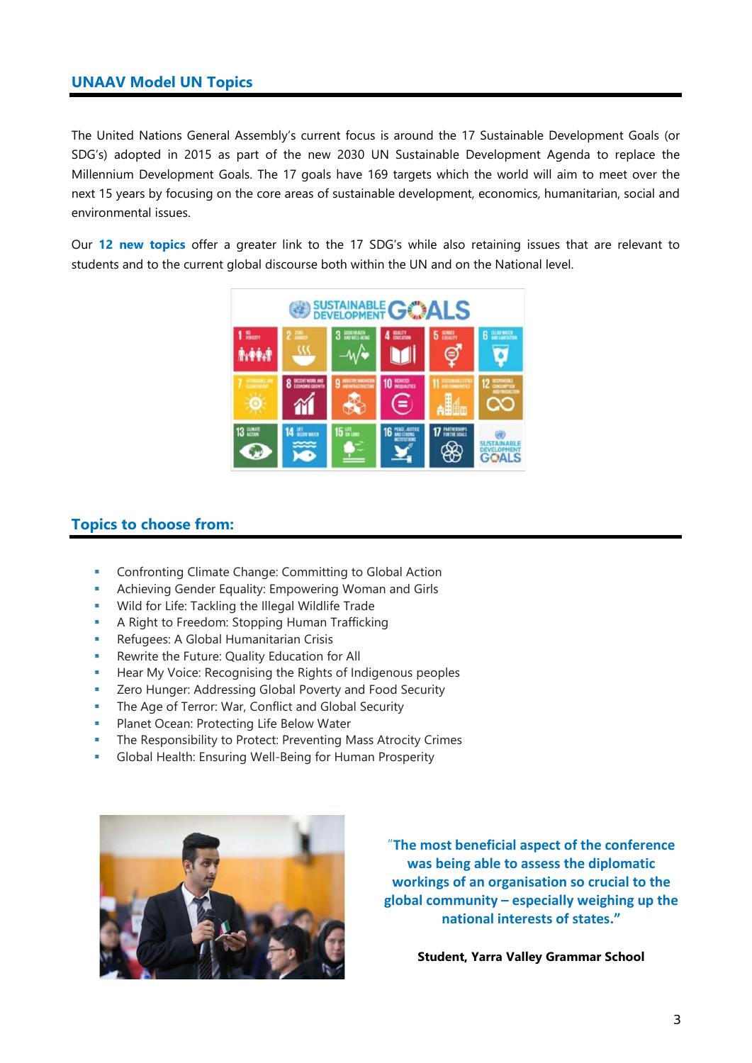## UNAAV Model UN Topics

The United Nations General Assembly's current focus is around the 17 Sustainable Development Goals (or SDG's) adopted in 2015 as part of the new 2030 UN Sustainable Development Agenda to replace the Millennium Development Goals. The 17 goals have 169 targets which the world will aim to meet over the next 15 years by focusing on the core areas of sustainable development, economics, humanitarian, social and environmental issues.

Our **12 new topics** offer a greater link to the 17 SDG's while also retaining issues that are relevant to students and to the current global discourse both within the UN and on the National level.

## Topics to choose from:

- Confronting Climate Change: Committing to Global Action
- Achieving Gender Equality: Empowering Woman and Girls
- Wild for Life: Tackling the Illegal Wildlife Trade
- A Right to Freedom: Stopping Human Trafficking
- Refugees: A Global Humanitarian Crisis
- Rewrite the Future: Quality Education for All
- Hear My Voice: Recognising the Rights of Indigenous peoples
- Zero Hunger: Addressing Global Poverty and Food Security
- The Age of Terror: War, Conflict and Global Security
- Planet Ocean: Protecting Life Below Water
- The Responsibility to Protect: Preventing Mass Atrocity Crimes
- Global Health: Ensuring Well-Being for Human Prosperity

**"The most beneficial aspect of the conference was being able to assess the diplomatic workings of an organisation so crucial to the global community – especially weighing up the national interests of states."**

**Student, Yarra Valley Grammar School**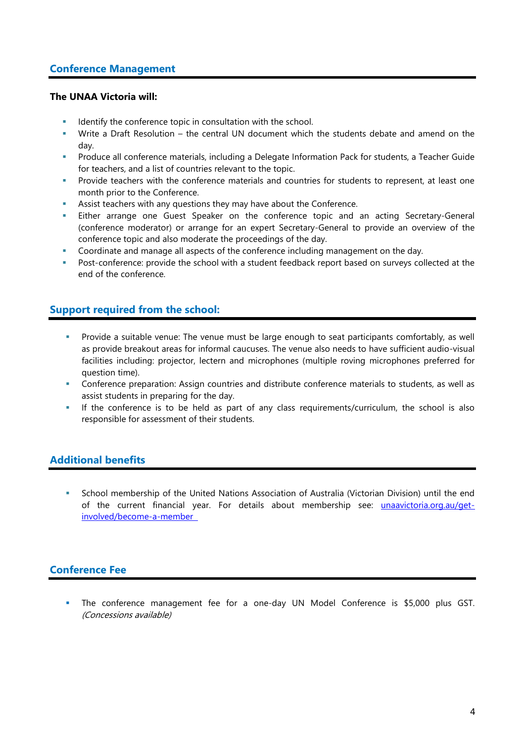## Conference Management

**The UNAA Victoria will:**

- Identify the conference topic in consultation with the school.
- Write a Draft Resolution – the central UN document which the students debate and amend on the day.
- Produce all conference materials, including a Delegate Information Pack for students, a Teacher Guide for teachers, and a list of countries relevant to the topic.
- Provide teachers with the conference materials and countries for students to represent, at least one month prior to the Conference.
- Assist teachers with any questions they may have about the Conference.
- Either arrange one Guest Speaker on the conference topic and an acting Secretary-General (conference moderator) or arrange for an expert Secretary-General to provide an overview of the conference topic and also moderate the proceedings of the day.
- Coordinate and manage all aspects of the conference including management on the day.
- Post-conference: provide the school with a student feedback report based on surveys collected at the end of the conference.

## Support required from the school:

- Provide a suitable venue: The venue must be large enough to seat participants comfortably, as well as provide breakout areas for informal caucuses. The venue also needs to have sufficient audio-visual facilities including: projector, lectern and microphones (multiple roving microphones preferred for question time).
- Conference preparation: Assign countries and distribute conference materials to students, as well as assist students in preparing for the day.
- If the conference is to be held as part of any class requirements/curriculum, the school is also responsible for assessment of their students.

## Additional benefits

- School membership of the United Nations Association of Australia (Victorian Division) until the end of the current financial year. For details about membership see: [unaavictoria.org.au/get-involved/become-a-member](unaavictoria.org.au/get-involved/become-a-member)

## Conference Fee

- The conference management fee for a one-day UN Model Conference is $5,000 plus GST. *(Concessions available)*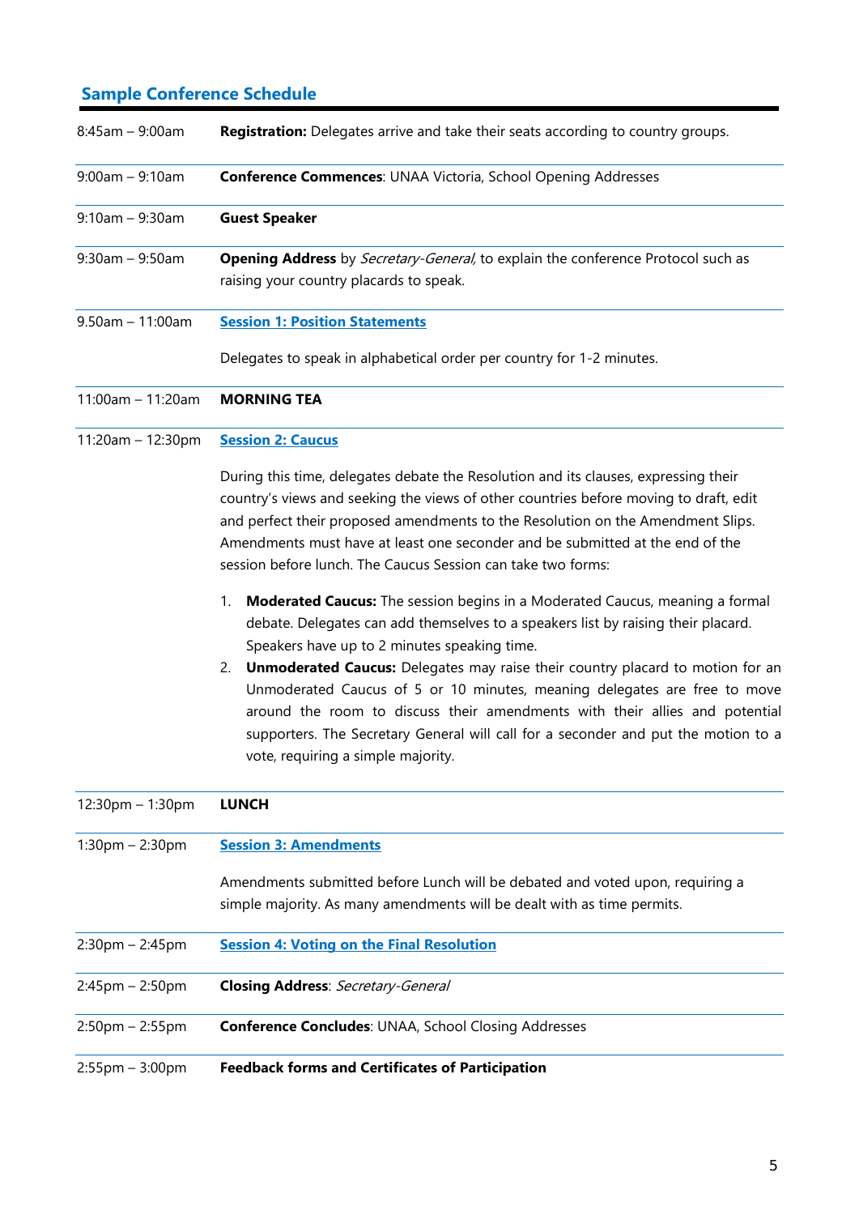## Sample Conference Schedule

| | |
|---|---|
| 8:45am – 9:00am | **Registration:** Delegates arrive and take their seats according to country groups. |
| 9:00am – 9:10am | **Conference Commences**: UNAA Victoria, School Opening Addresses |
| 9:10am – 9:30am | **Guest Speaker** |
| 9:30am – 9:50am | **Opening Address** by *Secretary-General,* to explain the conference Protocol such as raising your country placards to speak. |
| 9.50am – 11:00am | **Session 1: Position Statements**<br><br>Delegates to speak in alphabetical order per country for 1-2 minutes. |
| 11:00am – 11:20am | **MORNING TEA** |
| 11:20am – 12:30pm | **Session 2: Caucus**<br><br>During this time, delegates debate the Resolution and its clauses, expressing their country's views and seeking the views of other countries before moving to draft, edit and perfect their proposed amendments to the Resolution on the Amendment Slips. Amendments must have at least one seconder and be submitted at the end of the session before lunch. The Caucus Session can take two forms:<br><br>1. **Moderated Caucus:** The session begins in a Moderated Caucus, meaning a formal debate. Delegates can add themselves to a speakers list by raising their placard. Speakers have up to 2 minutes speaking time.<br>2. **Unmoderated Caucus:** Delegates may raise their country placard to motion for an Unmoderated Caucus of 5 or 10 minutes, meaning delegates are free to move around the room to discuss their amendments with their allies and potential supporters. The Secretary General will call for a seconder and put the motion to a vote, requiring a simple majority. |
| 12:30pm – 1:30pm | **LUNCH** |
| 1:30pm – 2:30pm | **Session 3: Amendments**<br><br>Amendments submitted before Lunch will be debated and voted upon, requiring a simple majority. As many amendments will be dealt with as time permits. |
| 2:30pm – 2:45pm | **Session 4: Voting on the Final Resolution** |
| 2:45pm – 2:50pm | **Closing Address**: *Secretary-General* |
| 2:50pm – 2:55pm | **Conference Concludes**: UNAA, School Closing Addresses |
| 2:55pm – 3:00pm | **Feedback forms and Certificates of Participation** |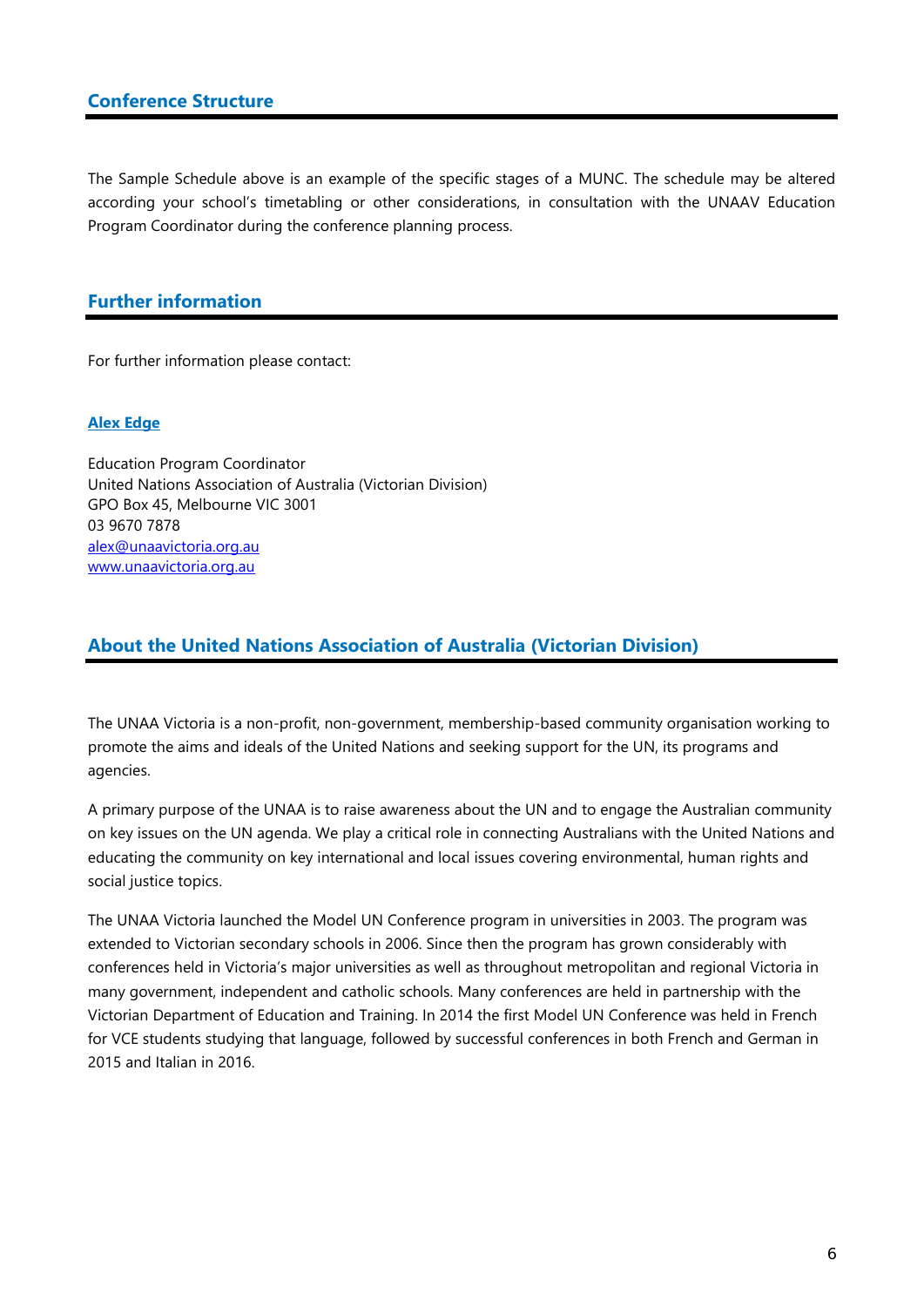## Conference Structure

The Sample Schedule above is an example of the specific stages of a MUNC. The schedule may be altered according your school's timetabling or other considerations, in consultation with the UNAAV Education Program Coordinator during the conference planning process.

## Further information

For further information please contact:

**Alex Edge**

Education Program Coordinator
United Nations Association of Australia (Victorian Division)
GPO Box 45, Melbourne VIC 3001
03 9670 7878
alex@unaavictoria.org.au
www.unaavictoria.org.au

## About the United Nations Association of Australia (Victorian Division)

The UNAA Victoria is a non-profit, non-government, membership-based community organisation working to promote the aims and ideals of the United Nations and seeking support for the UN, its programs and agencies.

A primary purpose of the UNAA is to raise awareness about the UN and to engage the Australian community on key issues on the UN agenda. We play a critical role in connecting Australians with the United Nations and educating the community on key international and local issues covering environmental, human rights and social justice topics.

The UNAA Victoria launched the Model UN Conference program in universities in 2003. The program was extended to Victorian secondary schools in 2006. Since then the program has grown considerably with conferences held in Victoria's major universities as well as throughout metropolitan and regional Victoria in many government, independent and catholic schools. Many conferences are held in partnership with the Victorian Department of Education and Training. In 2014 the first Model UN Conference was held in French for VCE students studying that language, followed by successful conferences in both French and German in 2015 and Italian in 2016.